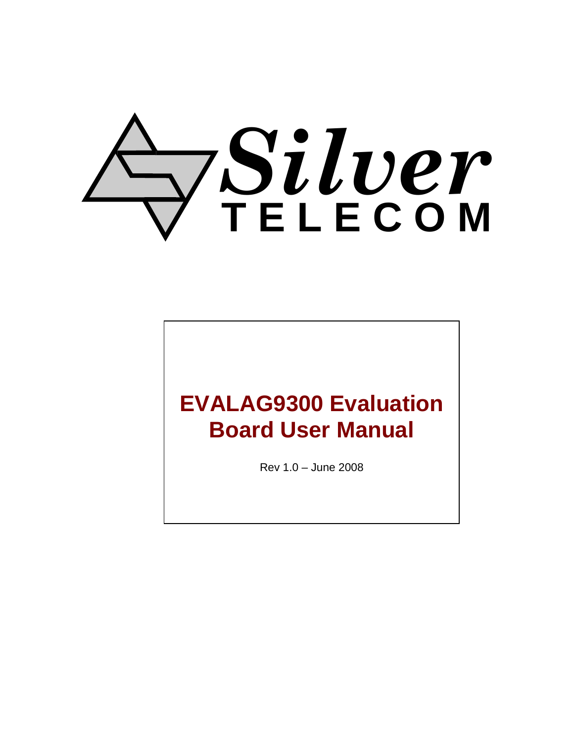Silver TELECOM

# EVALAG9300 Evaluation Board User Manual

Rev 1.0 – June 2008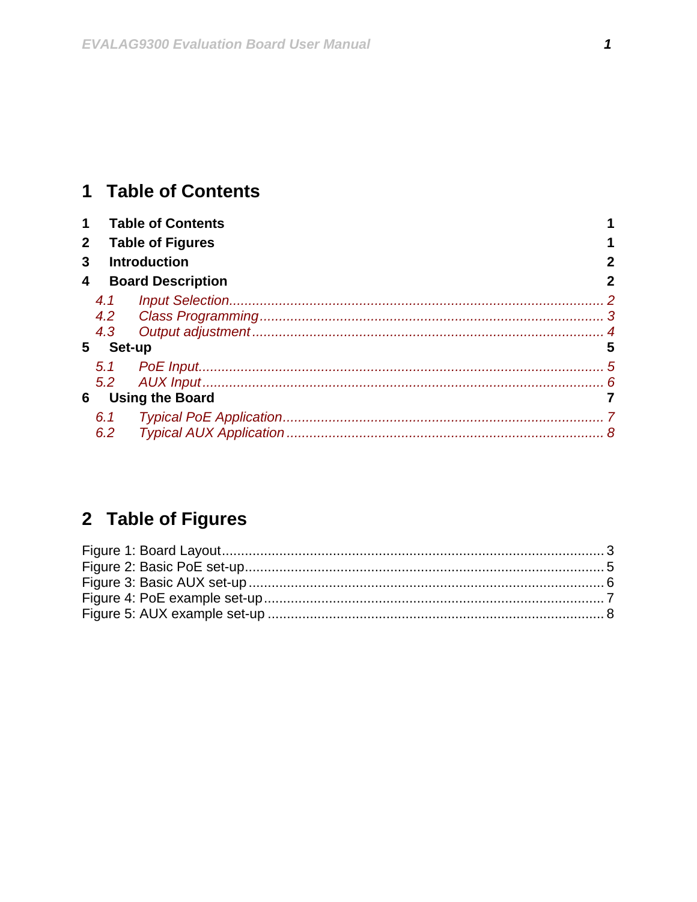# 1 Table of Contents

**1 Table of Contents 1**
**2 Table of Figures 1**
**3 Introduction 2**
**4 Board Description 2**

*4.1 Input Selection 2*
*4.2 Class Programming 3*
*4.3 Output adjustment 4*

**5 Set-up 5**

*5.1 PoE Input 5*
*5.2 AUX Input 6*

**6 Using the Board 7**

*6.1 Typical PoE Application 7*
*6.2 Typical AUX Application 8*

# 2 Table of Figures

Figure 1: Board Layout 3
Figure 2: Basic PoE set-up 5
Figure 3: Basic AUX set-up 6
Figure 4: PoE example set-up 7
Figure 5: AUX example set-up 8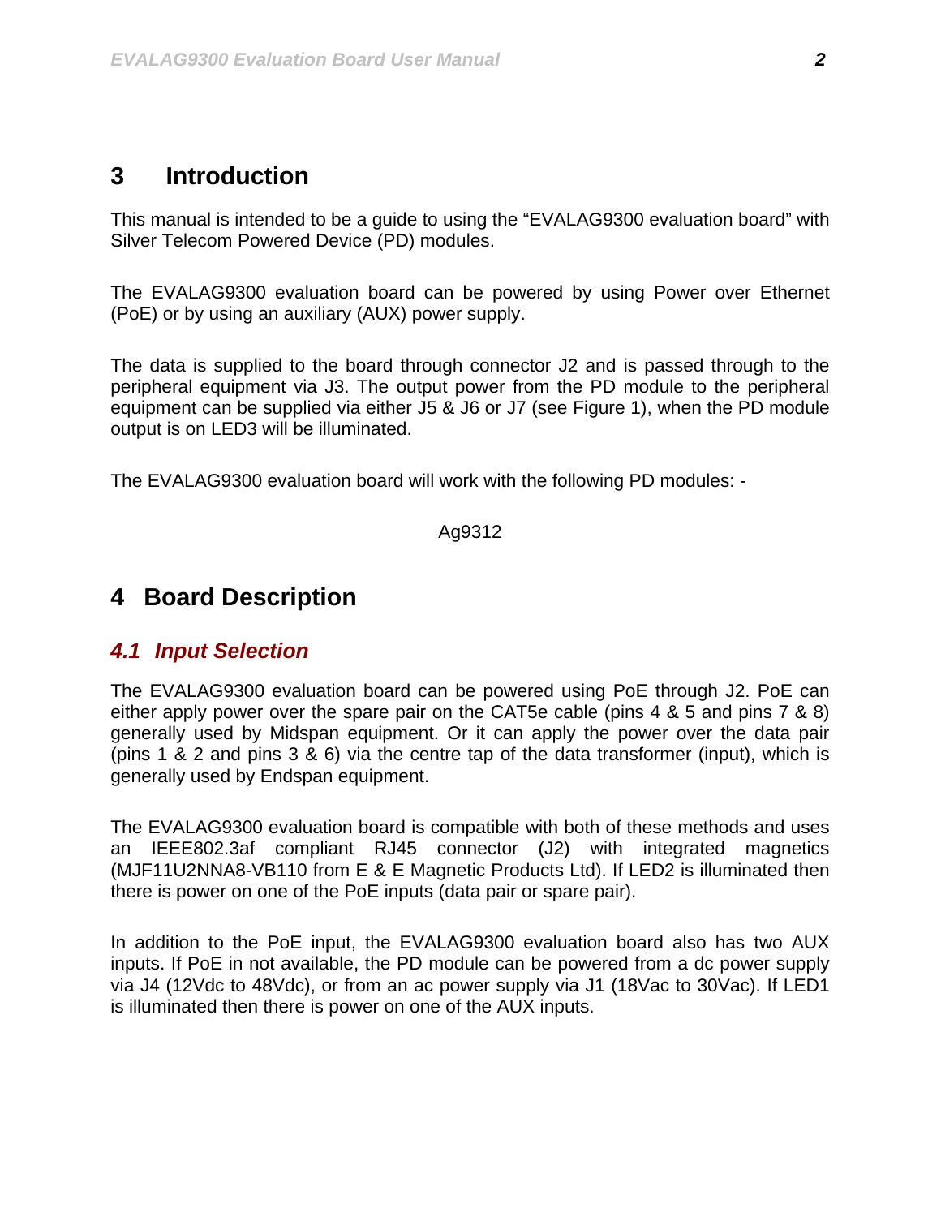# 3 Introduction

This manual is intended to be a guide to using the "EVALAG9300 evaluation board" with Silver Telecom Powered Device (PD) modules.

The EVALAG9300 evaluation board can be powered by using Power over Ethernet (PoE) or by using an auxiliary (AUX) power supply.

The data is supplied to the board through connector J2 and is passed through to the peripheral equipment via J3. The output power from the PD module to the peripheral equipment can be supplied via either J5 & J6 or J7 (see Figure 1), when the PD module output is on LED3 will be illuminated.

The EVALAG9300 evaluation board will work with the following PD modules: -

Ag9312

# 4 Board Description

## 4.1 Input Selection

The EVALAG9300 evaluation board can be powered using PoE through J2. PoE can either apply power over the spare pair on the CAT5e cable (pins 4 & 5 and pins 7 & 8) generally used by Midspan equipment. Or it can apply the power over the data pair (pins 1 & 2 and pins 3 & 6) via the centre tap of the data transformer (input), which is generally used by Endspan equipment.

The EVALAG9300 evaluation board is compatible with both of these methods and uses an IEEE802.3af compliant RJ45 connector (J2) with integrated magnetics (MJF11U2NNA8-VB110 from E & E Magnetic Products Ltd). If LED2 is illuminated then there is power on one of the PoE inputs (data pair or spare pair).

In addition to the PoE input, the EVALAG9300 evaluation board also has two AUX inputs. If PoE in not available, the PD module can be powered from a dc power supply via J4 (12Vdc to 48Vdc), or from an ac power supply via J1 (18Vac to 30Vac). If LED1 is illuminated then there is power on one of the AUX inputs.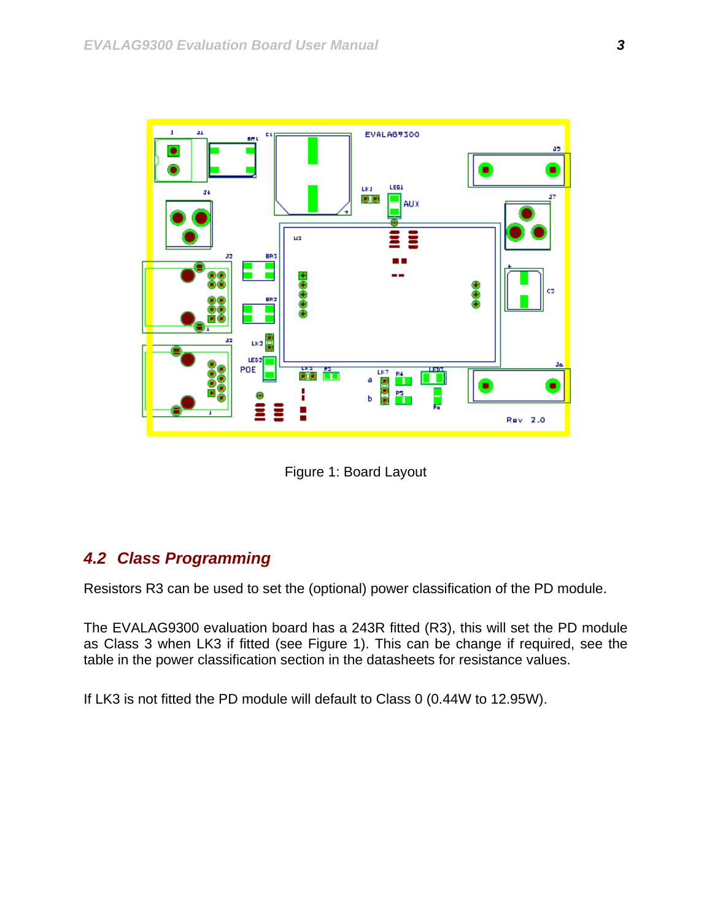Figure 1: Board Layout

## 4.2 Class Programming

Resistors R3 can be used to set the (optional) power classification of the PD module.

The EVALAG9300 evaluation board has a 243R fitted (R3), this will set the PD module as Class 3 when LK3 if fitted (see Figure 1). This can be change if required, see the table in the power classification section in the datasheets for resistance values.

If LK3 is not fitted the PD module will default to Class 0 (0.44W to 12.95W).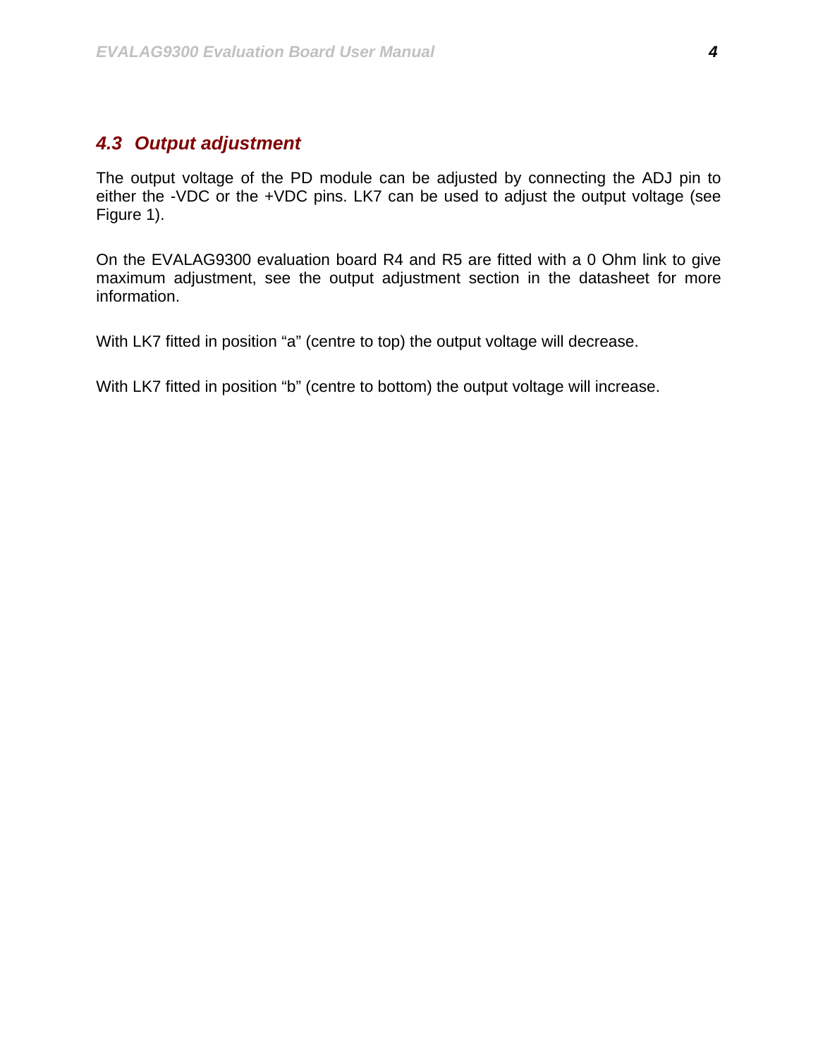## *4.3 Output adjustment*

The output voltage of the PD module can be adjusted by connecting the ADJ pin to either the -VDC or the +VDC pins. LK7 can be used to adjust the output voltage (see Figure 1).

On the EVALAG9300 evaluation board R4 and R5 are fitted with a 0 Ohm link to give maximum adjustment, see the output adjustment section in the datasheet for more information.

With LK7 fitted in position “a” (centre to top) the output voltage will decrease.

With LK7 fitted in position “b” (centre to bottom) the output voltage will increase.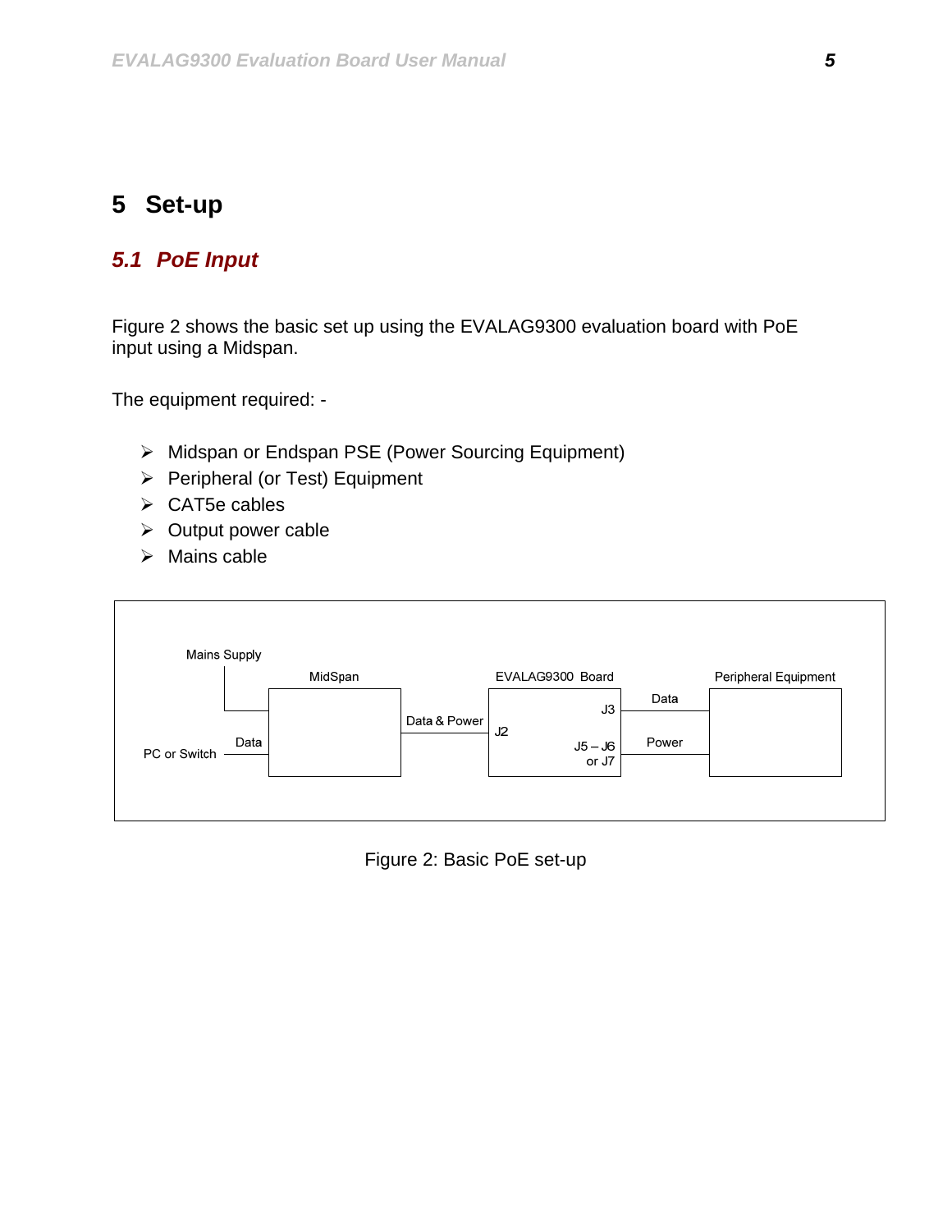# 5 Set-up

## 5.1 PoE Input

Figure 2 shows the basic set up using the EVALAG9300 evaluation board with PoE input using a Midspan.

The equipment required: -

- Midspan or Endspan PSE (Power Sourcing Equipment)
- Peripheral (or Test) Equipment
- CAT5e cables
- Output power cable
- Mains cable

Mains Supply

MidSpan

EVALAG9300 Board

Peripheral Equipment

PC or Switch

Data

Data & Power

J2

J3

J5 – J6 or J7

Data

Power

Figure 2: Basic PoE set-up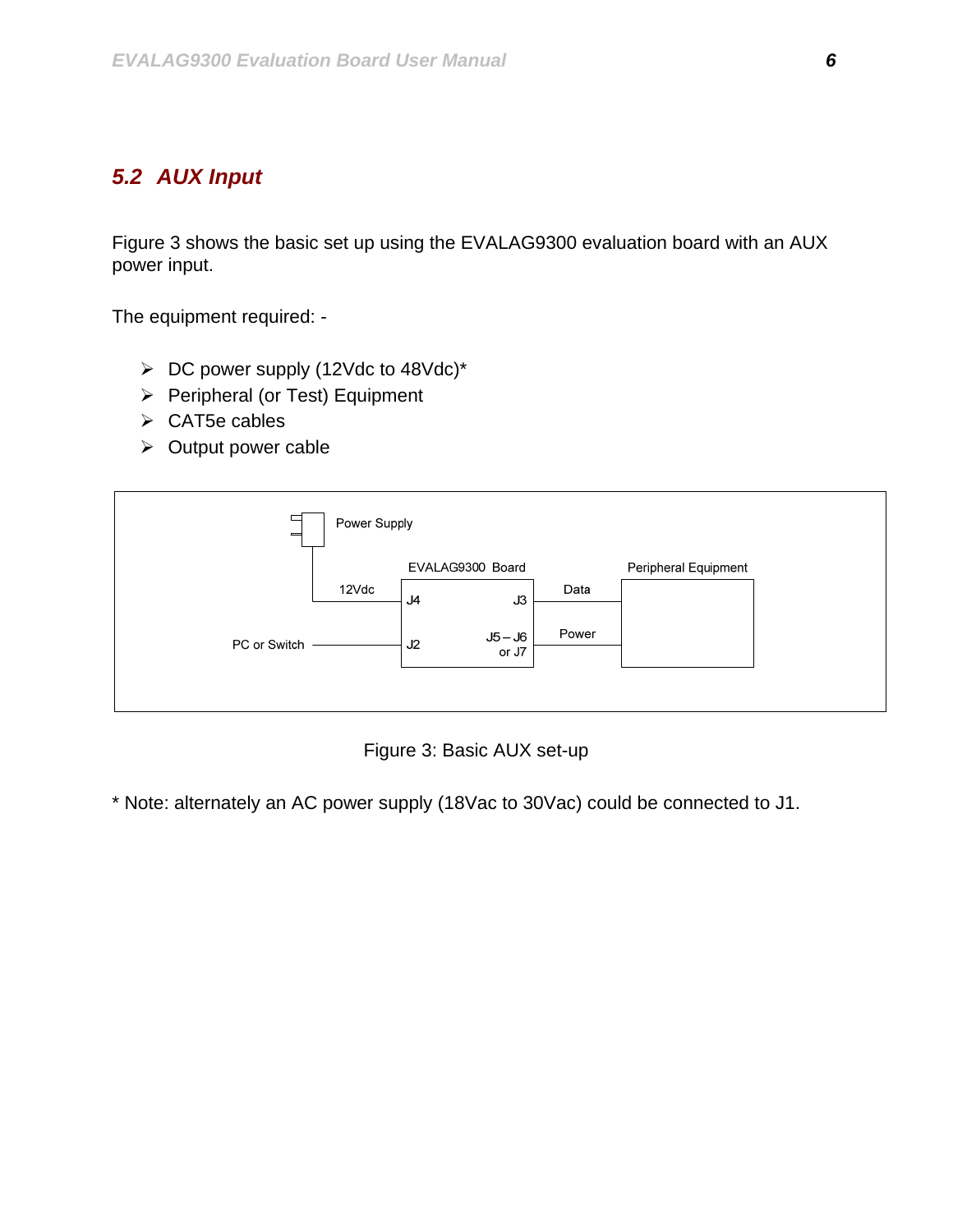## 5.2 AUX Input

Figure 3 shows the basic set up using the EVALAG9300 evaluation board with an AUX power input.

The equipment required: -

- DC power supply (12Vdc to 48Vdc)*
- Peripheral (or Test) Equipment
- CAT5e cables
- Output power cable

Power Supply

EVALAG9300 Board

Peripheral Equipment

12Vdc

J4

J3

Data

PC or Switch

J2

J5 – J6 or J7

Power

Figure 3: Basic AUX set-up

* Note: alternately an AC power supply (18Vac to 30Vac) could be connected to J1.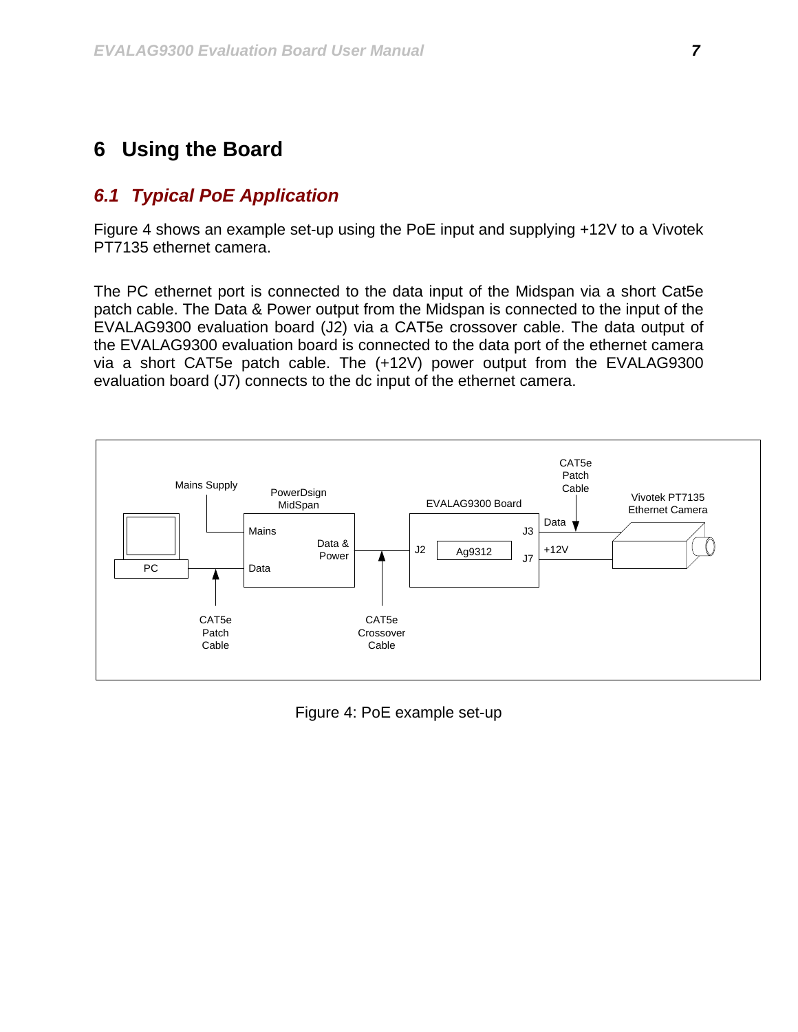# 6 Using the Board

## 6.1 Typical PoE Application

Figure 4 shows an example set-up using the PoE input and supplying +12V to a Vivotek PT7135 ethernet camera.

The PC ethernet port is connected to the data input of the Midspan via a short Cat5e patch cable. The Data & Power output from the Midspan is connected to the input of the EVALAG9300 evaluation board (J2) via a CAT5e crossover cable. The data output of the EVALAG9300 evaluation board is connected to the data port of the ethernet camera via a short CAT5e patch cable. The (+12V) power output from the EVALAG9300 evaluation board (J7) connects to the dc input of the ethernet camera.

Figure 4: PoE example set-up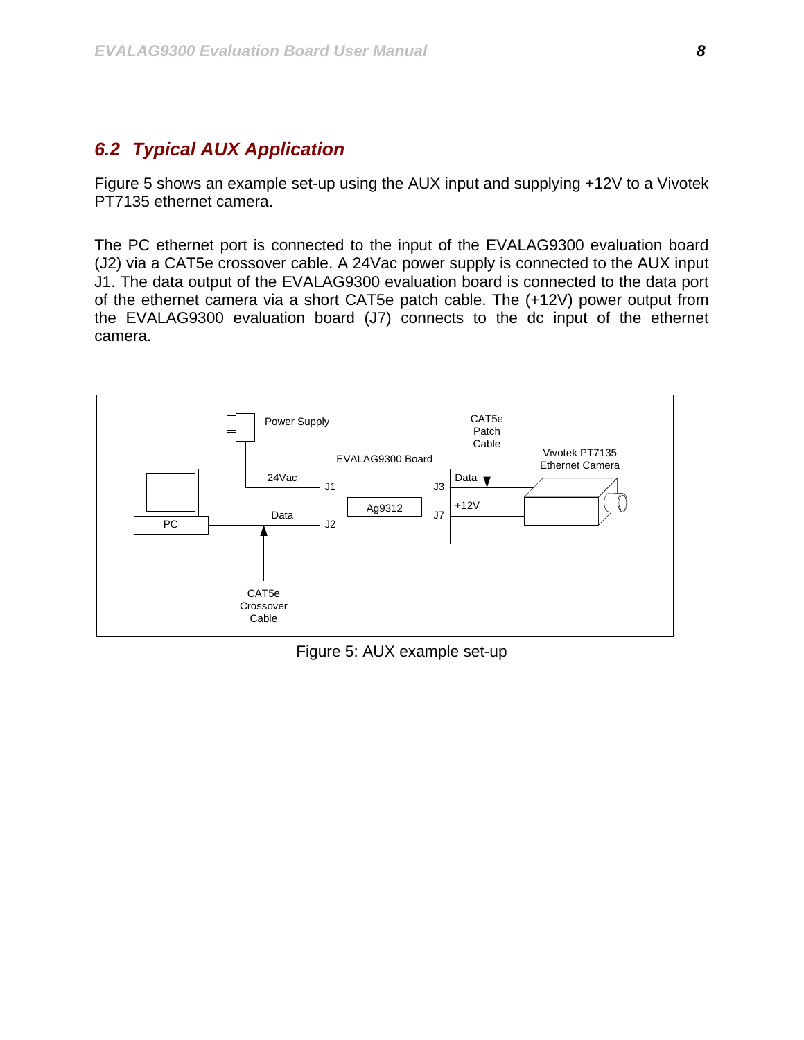## 6.2 Typical AUX Application

Figure 5 shows an example set-up using the AUX input and supplying +12V to a Vivotek PT7135 ethernet camera.

The PC ethernet port is connected to the input of the EVALAG9300 evaluation board (J2) via a CAT5e crossover cable. A 24Vac power supply is connected to the AUX input J1. The data output of the EVALAG9300 evaluation board is connected to the data port of the ethernet camera via a short CAT5e patch cable. The (+12V) power output from the EVALAG9300 evaluation board (J7) connects to the dc input of the ethernet camera.

Power Supply
CAT5e
Patch
Cable
EVALAG9300 Board
Vivotek PT7135
Ethernet Camera
24Vac
J1
J3
Data
Ag9312
+12V
Data
J7
PC
J2
CAT5e
Crossover
Cable

Figure 5: AUX example set-up